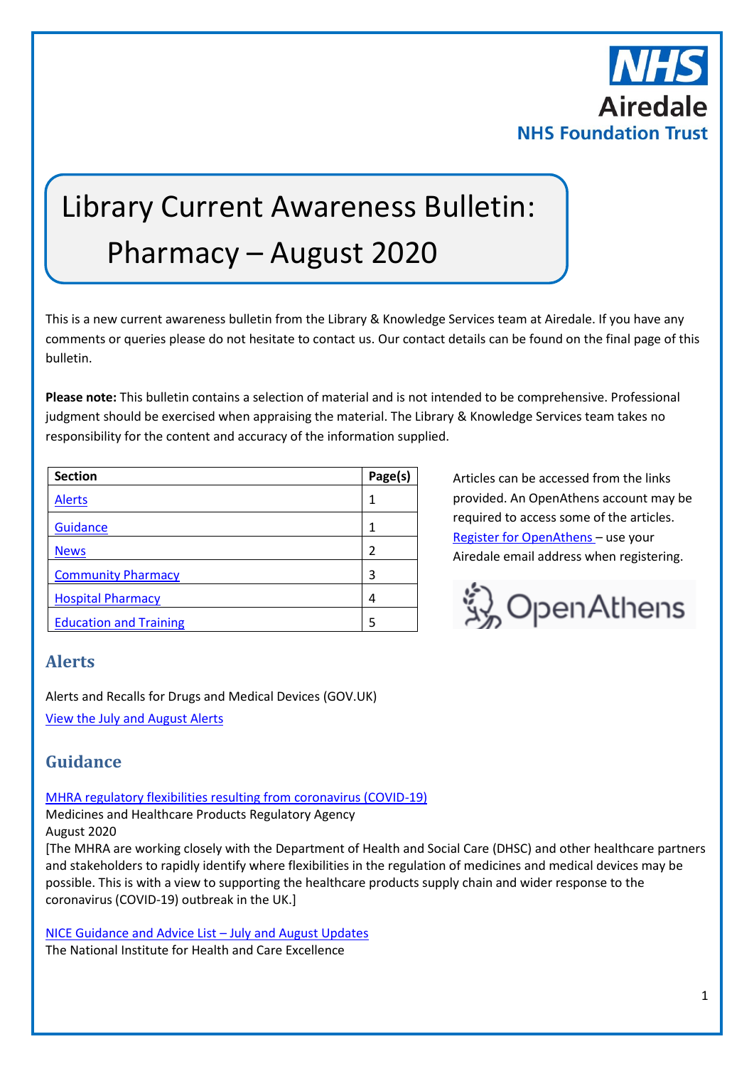NHS Airedale NHS Foundation Trust

# Library Current Awareness Bulletin: Pharmacy – August 2020

This is a new current awareness bulletin from the Library & Knowledge Services team at Airedale. If you have any comments or queries please do not hesitate to contact us. Our contact details can be found on the final page of this bulletin.

**Please note:** This bulletin contains a selection of material and is not intended to be comprehensive. Professional judgment should be exercised when appraising the material. The Library & Knowledge Services team takes no responsibility for the content and accuracy of the information supplied.

| Section | Page(s) |
|---|---|
| Alerts | 1 |
| Guidance | 1 |
| News | 2 |
| Community Pharmacy | 3 |
| Hospital Pharmacy | 4 |
| Education and Training | 5 |

Articles can be accessed from the links provided. An OpenAthens account may be required to access some of the articles. Register for OpenAthens – use your Airedale email address when registering.

## Alerts

Alerts and Recalls for Drugs and Medical Devices (GOV.UK)
View the July and August Alerts

## Guidance

MHRA regulatory flexibilities resulting from coronavirus (COVID-19)
Medicines and Healthcare Products Regulatory Agency
August 2020
[The MHRA are working closely with the Department of Health and Social Care (DHSC) and other healthcare partners and stakeholders to rapidly identify where flexibilities in the regulation of medicines and medical devices may be possible. This is with a view to supporting the healthcare products supply chain and wider response to the coronavirus (COVID-19) outbreak in the UK.]

NICE Guidance and Advice List – July and August Updates
The National Institute for Health and Care Excellence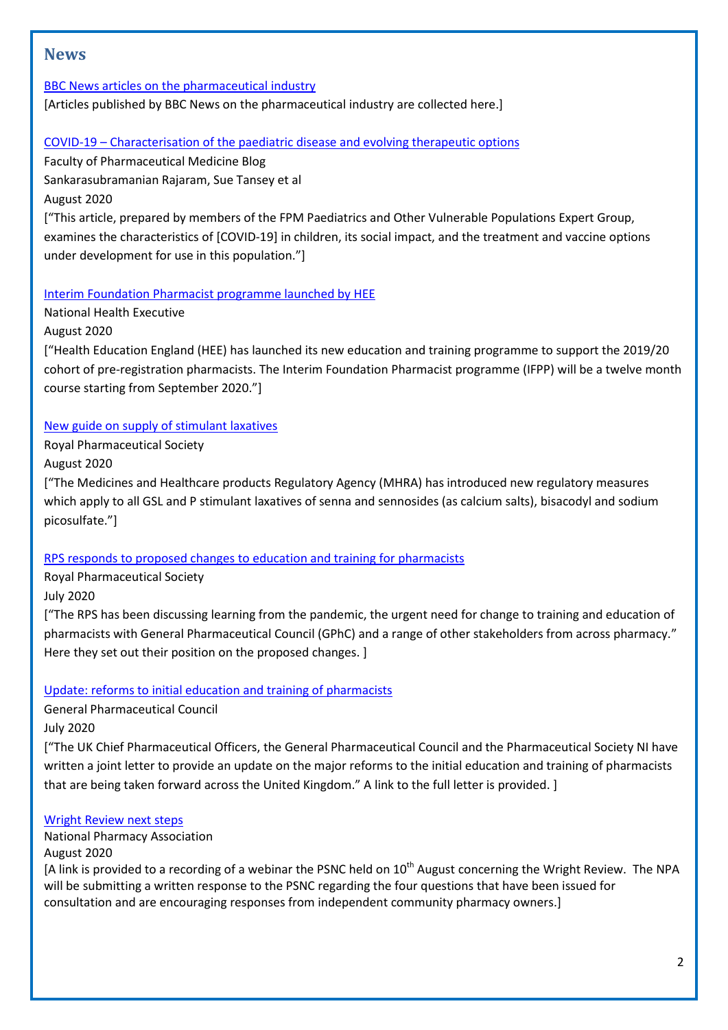## News

[BBC News articles on the pharmaceutical industry]

[Articles published by BBC News on the pharmaceutical industry are collected here.]

[COVID-19 – Characterisation of the paediatric disease and evolving therapeutic options]

Faculty of Pharmaceutical Medicine Blog

Sankarasubramanian Rajaram, Sue Tansey et al

August 2020

["This article, prepared by members of the FPM Paediatrics and Other Vulnerable Populations Expert Group, examines the characteristics of [COVID-19] in children, its social impact, and the treatment and vaccine options under development for use in this population."]

[Interim Foundation Pharmacist programme launched by HEE]

National Health Executive

August 2020

["Health Education England (HEE) has launched its new education and training programme to support the 2019/20 cohort of pre-registration pharmacists. The Interim Foundation Pharmacist programme (IFPP) will be a twelve month course starting from September 2020."]

[New guide on supply of stimulant laxatives]

Royal Pharmaceutical Society

August 2020

["The Medicines and Healthcare products Regulatory Agency (MHRA) has introduced new regulatory measures which apply to all GSL and P stimulant laxatives of senna and sennosides (as calcium salts), bisacodyl and sodium picosulfate."]

[RPS responds to proposed changes to education and training for pharmacists]

Royal Pharmaceutical Society

July 2020

["The RPS has been discussing learning from the pandemic, the urgent need for change to training and education of pharmacists with General Pharmaceutical Council (GPhC) and a range of other stakeholders from across pharmacy." Here they set out their position on the proposed changes. ]

[Update: reforms to initial education and training of pharmacists]

General Pharmaceutical Council

July 2020

["The UK Chief Pharmaceutical Officers, the General Pharmaceutical Council and the Pharmaceutical Society NI have written a joint letter to provide an update on the major reforms to the initial education and training of pharmacists that are being taken forward across the United Kingdom." A link to the full letter is provided. ]

[Wright Review next steps]

National Pharmacy Association

August 2020

[A link is provided to a recording of a webinar the PSNC held on 10th August concerning the Wright Review. The NPA will be submitting a written response to the PSNC regarding the four questions that have been issued for consultation and are encouraging responses from independent community pharmacy owners.]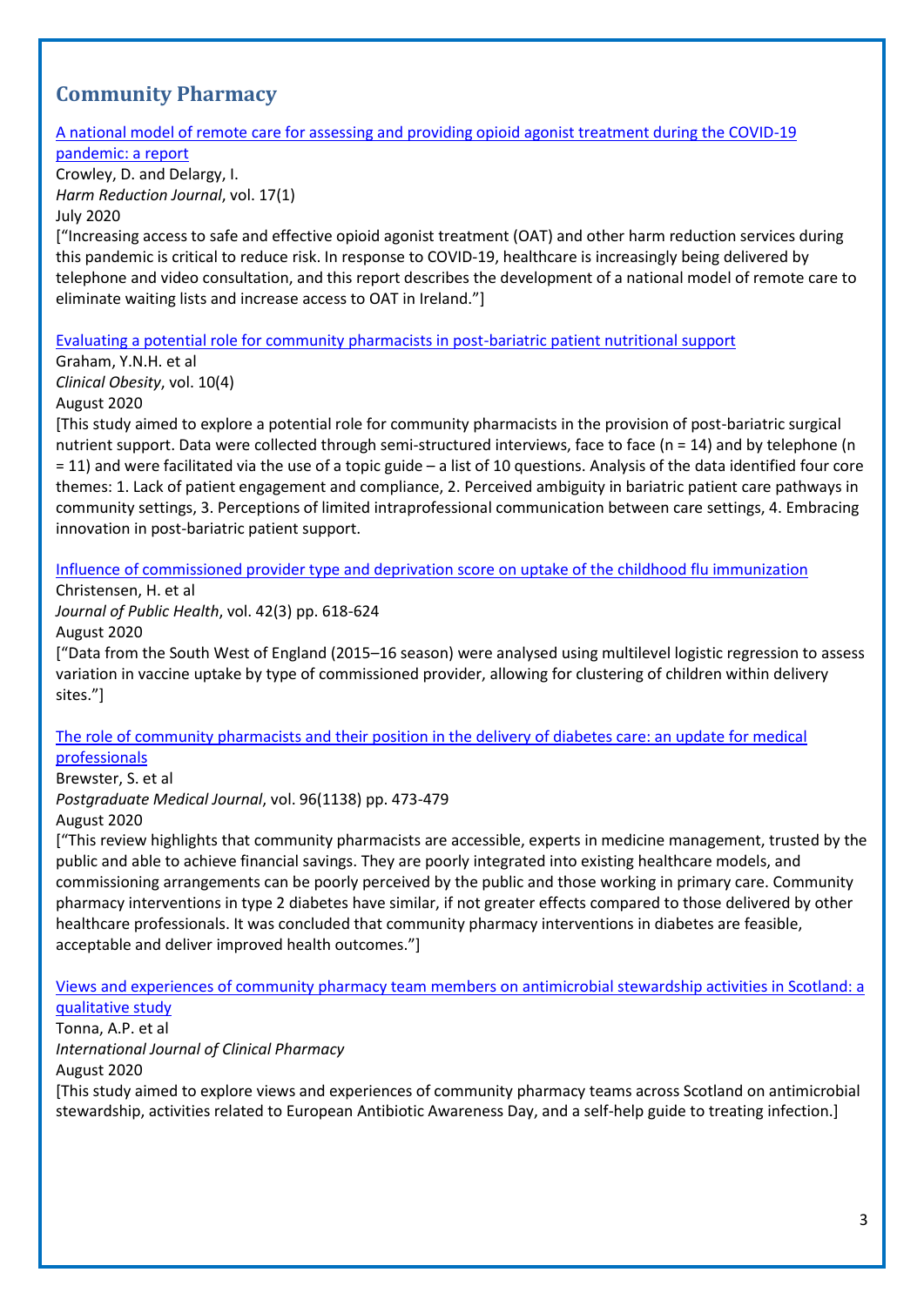## Community Pharmacy

[A national model of remote care for assessing and providing opioid agonist treatment during the COVID-19 pandemic: a report]
Crowley, D. and Delargy, I.
*Harm Reduction Journal*, vol. 17(1)
July 2020
["Increasing access to safe and effective opioid agonist treatment (OAT) and other harm reduction services during this pandemic is critical to reduce risk. In response to COVID-19, healthcare is increasingly being delivered by telephone and video consultation, and this report describes the development of a national model of remote care to eliminate waiting lists and increase access to OAT in Ireland."]

[Evaluating a potential role for community pharmacists in post-bariatric patient nutritional support]
Graham, Y.N.H. et al
*Clinical Obesity*, vol. 10(4)
August 2020
[This study aimed to explore a potential role for community pharmacists in the provision of post-bariatric surgical nutrient support. Data were collected through semi-structured interviews, face to face (n = 14) and by telephone (n = 11) and were facilitated via the use of a topic guide – a list of 10 questions. Analysis of the data identified four core themes: 1. Lack of patient engagement and compliance, 2. Perceived ambiguity in bariatric patient care pathways in community settings, 3. Perceptions of limited intraprofessional communication between care settings, 4. Embracing innovation in post-bariatric patient support.

[Influence of commissioned provider type and deprivation score on uptake of the childhood flu immunization]
Christensen, H. et al
*Journal of Public Health*, vol. 42(3) pp. 618-624
August 2020
["Data from the South West of England (2015–16 season) were analysed using multilevel logistic regression to assess variation in vaccine uptake by type of commissioned provider, allowing for clustering of children within delivery sites."]

[The role of community pharmacists and their position in the delivery of diabetes care: an update for medical professionals]
Brewster, S. et al
*Postgraduate Medical Journal*, vol. 96(1138) pp. 473-479
August 2020
["This review highlights that community pharmacists are accessible, experts in medicine management, trusted by the public and able to achieve financial savings. They are poorly integrated into existing healthcare models, and commissioning arrangements can be poorly perceived by the public and those working in primary care. Community pharmacy interventions in type 2 diabetes have similar, if not greater effects compared to those delivered by other healthcare professionals. It was concluded that community pharmacy interventions in diabetes are feasible, acceptable and deliver improved health outcomes."]

[Views and experiences of community pharmacy team members on antimicrobial stewardship activities in Scotland: a qualitative study]
Tonna, A.P. et al
*International Journal of Clinical Pharmacy*
August 2020
[This study aimed to explore views and experiences of community pharmacy teams across Scotland on antimicrobial stewardship, activities related to European Antibiotic Awareness Day, and a self-help guide to treating infection.]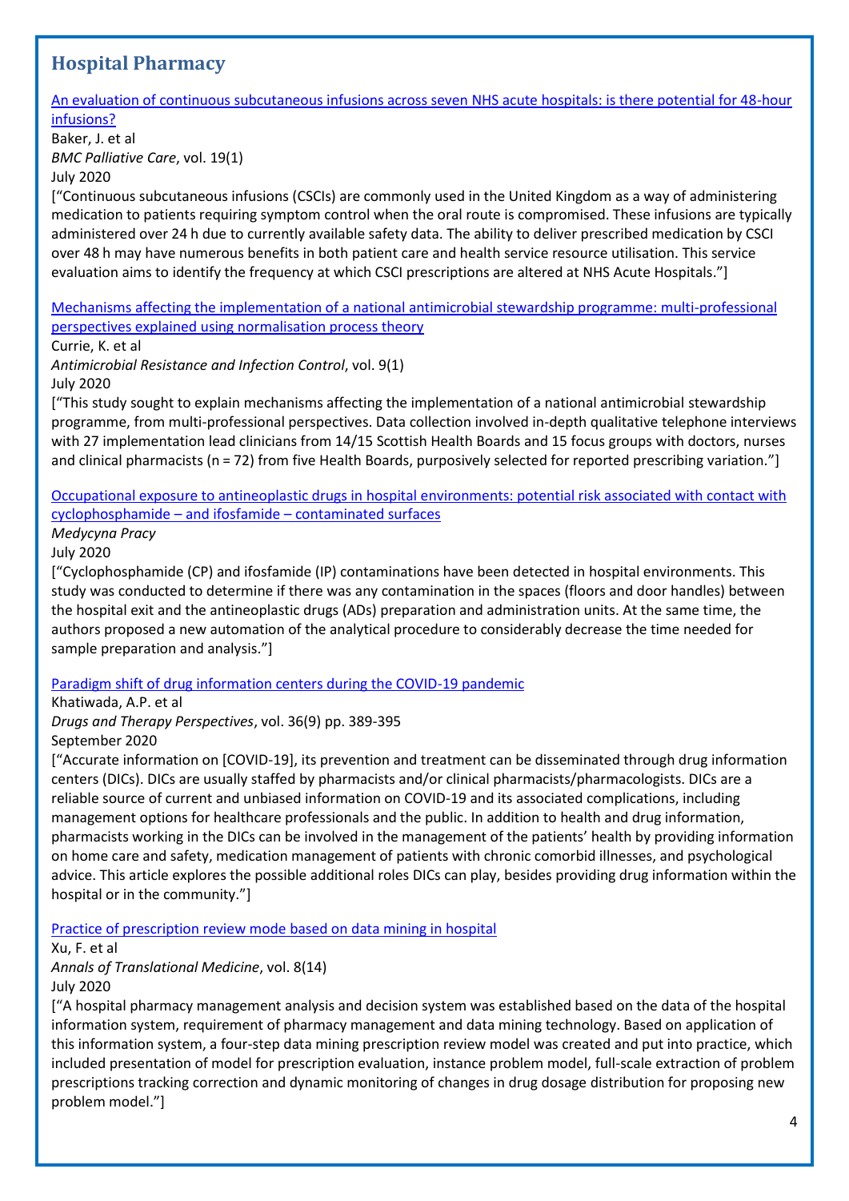## Hospital Pharmacy

[An evaluation of continuous subcutaneous infusions across seven NHS acute hospitals: is there potential for 48-hour infusions?]

Baker, J. et al

*BMC Palliative Care*, vol. 19(1)

July 2020

["Continuous subcutaneous infusions (CSCIs) are commonly used in the United Kingdom as a way of administering medication to patients requiring symptom control when the oral route is compromised. These infusions are typically administered over 24 h due to currently available safety data. The ability to deliver prescribed medication by CSCI over 48 h may have numerous benefits in both patient care and health service resource utilisation. This service evaluation aims to identify the frequency at which CSCI prescriptions are altered at NHS Acute Hospitals."]

[Mechanisms affecting the implementation of a national antimicrobial stewardship programme: multi-professional perspectives explained using normalisation process theory]

Currie, K. et al

*Antimicrobial Resistance and Infection Control*, vol. 9(1)

July 2020

["This study sought to explain mechanisms affecting the implementation of a national antimicrobial stewardship programme, from multi-professional perspectives. Data collection involved in-depth qualitative telephone interviews with 27 implementation lead clinicians from 14/15 Scottish Health Boards and 15 focus groups with doctors, nurses and clinical pharmacists (n = 72) from five Health Boards, purposively selected for reported prescribing variation."]

[Occupational exposure to antineoplastic drugs in hospital environments: potential risk associated with contact with cyclophosphamide – and ifosfamide – contaminated surfaces]

*Medycyna Pracy*

July 2020

["Cyclophosphamide (CP) and ifosfamide (IP) contaminations have been detected in hospital environments. This study was conducted to determine if there was any contamination in the spaces (floors and door handles) between the hospital exit and the antineoplastic drugs (ADs) preparation and administration units. At the same time, the authors proposed a new automation of the analytical procedure to considerably decrease the time needed for sample preparation and analysis."]

[Paradigm shift of drug information centers during the COVID-19 pandemic]

Khatiwada, A.P. et al

*Drugs and Therapy Perspectives*, vol. 36(9) pp. 389-395

September 2020

["Accurate information on [COVID-19], its prevention and treatment can be disseminated through drug information centers (DICs). DICs are usually staffed by pharmacists and/or clinical pharmacists/pharmacologists. DICs are a reliable source of current and unbiased information on COVID-19 and its associated complications, including management options for healthcare professionals and the public. In addition to health and drug information, pharmacists working in the DICs can be involved in the management of the patients' health by providing information on home care and safety, medication management of patients with chronic comorbid illnesses, and psychological advice. This article explores the possible additional roles DICs can play, besides providing drug information within the hospital or in the community."]

[Practice of prescription review mode based on data mining in hospital]

Xu, F. et al

*Annals of Translational Medicine*, vol. 8(14)

July 2020

["A hospital pharmacy management analysis and decision system was established based on the data of the hospital information system, requirement of pharmacy management and data mining technology. Based on application of this information system, a four-step data mining prescription review model was created and put into practice, which included presentation of model for prescription evaluation, instance problem model, full-scale extraction of problem prescriptions tracking correction and dynamic monitoring of changes in drug dosage distribution for proposing new problem model."]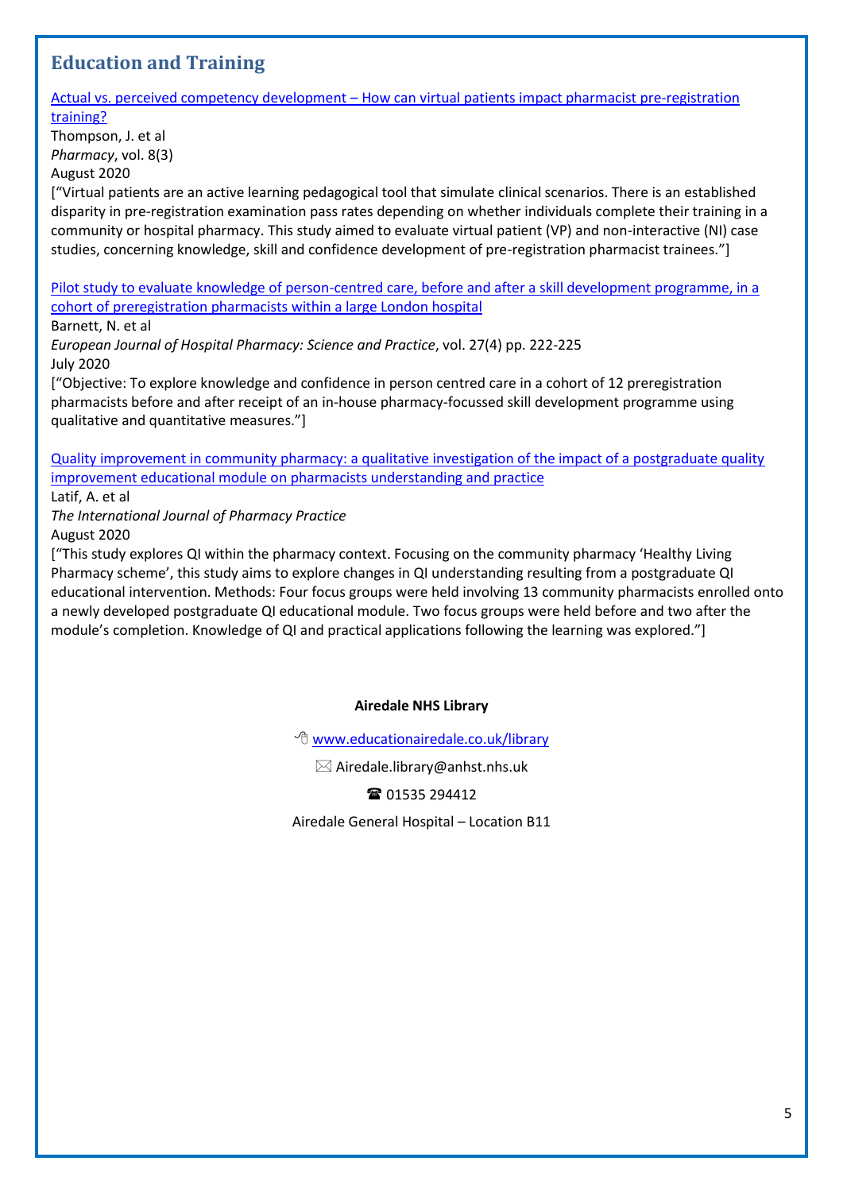## Education and Training

[Actual vs. perceived competency development – How can virtual patients impact pharmacist pre-registration training?]

Thompson, J. et al
*Pharmacy*, vol. 8(3)
August 2020
["Virtual patients are an active learning pedagogical tool that simulate clinical scenarios. There is an established disparity in pre-registration examination pass rates depending on whether individuals complete their training in a community or hospital pharmacy. This study aimed to evaluate virtual patient (VP) and non-interactive (NI) case studies, concerning knowledge, skill and confidence development of pre-registration pharmacist trainees."]

[Pilot study to evaluate knowledge of person-centred care, before and after a skill development programme, in a cohort of preregistration pharmacists within a large London hospital]

Barnett, N. et al
*European Journal of Hospital Pharmacy: Science and Practice*, vol. 27(4) pp. 222-225
July 2020
["Objective: To explore knowledge and confidence in person centred care in a cohort of 12 preregistration pharmacists before and after receipt of an in-house pharmacy-focussed skill development programme using qualitative and quantitative measures."]

[Quality improvement in community pharmacy: a qualitative investigation of the impact of a postgraduate quality improvement educational module on pharmacists understanding and practice]

Latif, A. et al
*The International Journal of Pharmacy Practice*
August 2020
["This study explores QI within the pharmacy context. Focusing on the community pharmacy 'Healthy Living Pharmacy scheme', this study aims to explore changes in QI understanding resulting from a postgraduate QI educational intervention. Methods: Four focus groups were held involving 13 community pharmacists enrolled onto a newly developed postgraduate QI educational module. Two focus groups were held before and two after the module's completion. Knowledge of QI and practical applications following the learning was explored."]

**Airedale NHS Library**

www.educationairedale.co.uk/library

Airedale.library@anhst.nhs.uk

01535 294412

Airedale General Hospital – Location B11